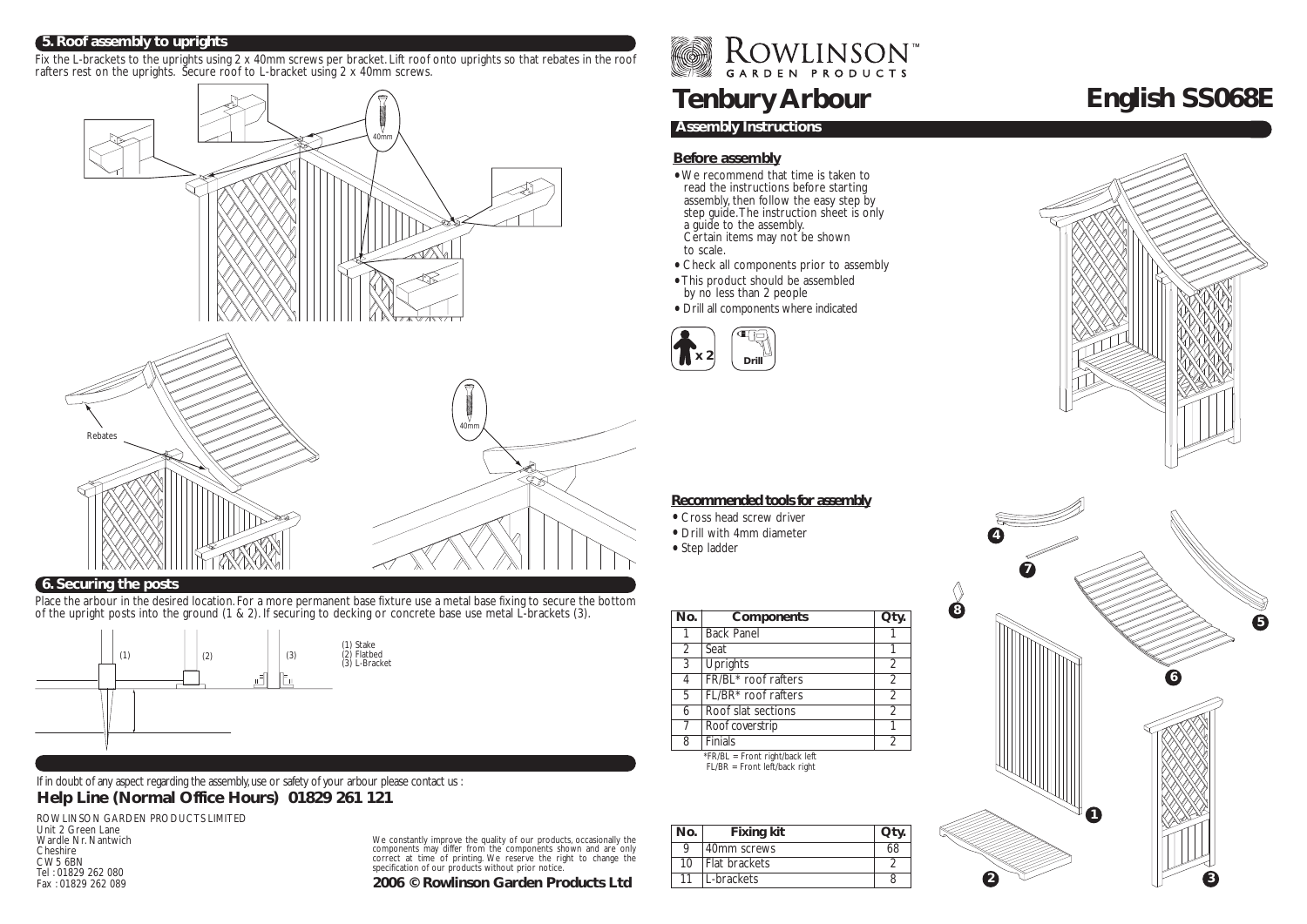## 5. Roof assembly to uprights

Fix the L-brackets to the uprights using 2 x 40mm screws per bracket. Lift roof onto uprights so that rebates in the roof rafters rest on the uprights. Secure roof to L-bracket using 2 x 40mm screws.

40mm

Rebates

40mm

## 6. Securing the posts

Place the arbour in the desired location. For a more permanent base fixture use a metal base fixing to secure the bottom of the upright posts into the ground (1 & 2). If securing to decking or concrete base use metal L-brackets (3).

(1) Stake
(2) Flatbed
(3) L-Bracket

If in doubt of any aspect regarding the assembly, use or safety of your arbour please contact us :

**Help Line (Normal Office Hours) 01829 261 121**

ROWLINSON GARDEN PRODUCTS LIMITED
Unit 2 Green Lane
Wardle Nr. Nantwich
Cheshire
CW5 6BN
Tel : 01829 262 080
Fax : 01829 262 089

We constantly improve the quality of our products, occasionally the components may differ from the components shown and are only correct at time of printing. We reserve the right to change the specification of our products without prior notice.

**2006 © Rowlinson Garden Products Ltd**

ROWLINSON™ GARDEN PRODUCTS

# Tenbury Arbour

# English SS068E

## Assembly Instructions

### Before assembly

- We recommend that time is taken to read the instructions before starting assembly, then follow the easy step by step guide. The instruction sheet is only a guide to the assembly. Certain items may not be shown to scale.
- Check all components prior to assembly
- This product should be assembled by no less than 2 people
- Drill all components where indicated

x 2 Drill

### Recommended tools for assembly

- Cross head screw driver
- Drill with 4mm diameter
- Step ladder

| No. | Components | Qty. |
|---|---|---|
| 1 | Back Panel | 1 |
| 2 | Seat | 1 |
| 3 | Uprights | 2 |
| 4 | FR/BL* roof rafters | 2 |
| 5 | FL/BR* roof rafters | 2 |
| 6 | Roof slat sections | 2 |
| 7 | Roof coverstrip | 1 |
| 8 | Finials | 2 |

*FR/BL = Front right/back left
FL/BR = Front left/back right

| No. | Fixing kit | Qty. |
|---|---|---|
| 9 | 40mm screws | 68 |
| 10 | Flat brackets | 2 |
| 11 | L-brackets | 8 |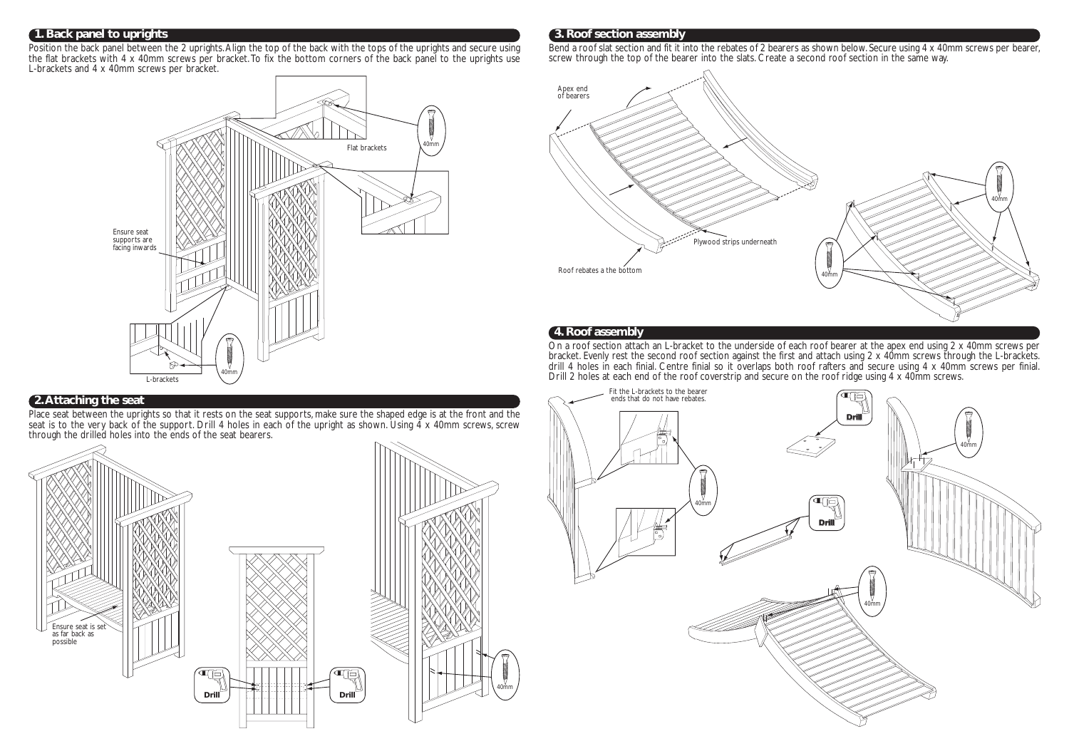## 1. Back panel to uprights

Position the back panel between the 2 uprights. Align the top of the back with the tops of the uprights and secure using the flat brackets with 4 x 40mm screws per bracket. To fix the bottom corners of the back panel to the uprights use L-brackets and 4 x 40mm screws per bracket.

Flat brackets

40mm

Ensure seat supports are facing inwards

L-brackets

40mm

## 2. Attaching the seat

Place seat between the uprights so that it rests on the seat supports, make sure the shaped edge is at the front and the seat is to the very back of the support. Drill 4 holes in each of the upright as shown. Using 4 x 40mm screws, screw through the drilled holes into the ends of the seat bearers.

Ensure seat is set as far back as possible

Drill

Drill

40mm

## 3. Roof section assembly

Bend a roof slat section and fit it into the rebates of 2 bearers as shown below. Secure using 4 x 40mm screws per bearer, screw through the top of the bearer into the slats. Create a second roof section in the same way.

Apex end of bearers

Plywood strips underneath

Roof rebates a the bottom

40mm

40mm

## 4. Roof assembly

On a roof section attach an L-bracket to the underside of each roof bearer at the apex end using 2 x 40mm screws per bracket. Evenly rest the second roof section against the first and attach using 2 x 40mm screws through the L-brackets. drill 4 holes in each finial. Centre finial so it overlaps both roof rafters and secure using 4 x 40mm screws per finial. Drill 2 holes at each end of the roof coverstrip and secure on the roof ridge using 4 x 40mm screws.

Fit the L-brackets to the bearer ends that do not have rebates.

40mm

Drill

Drill

40mm

40mm